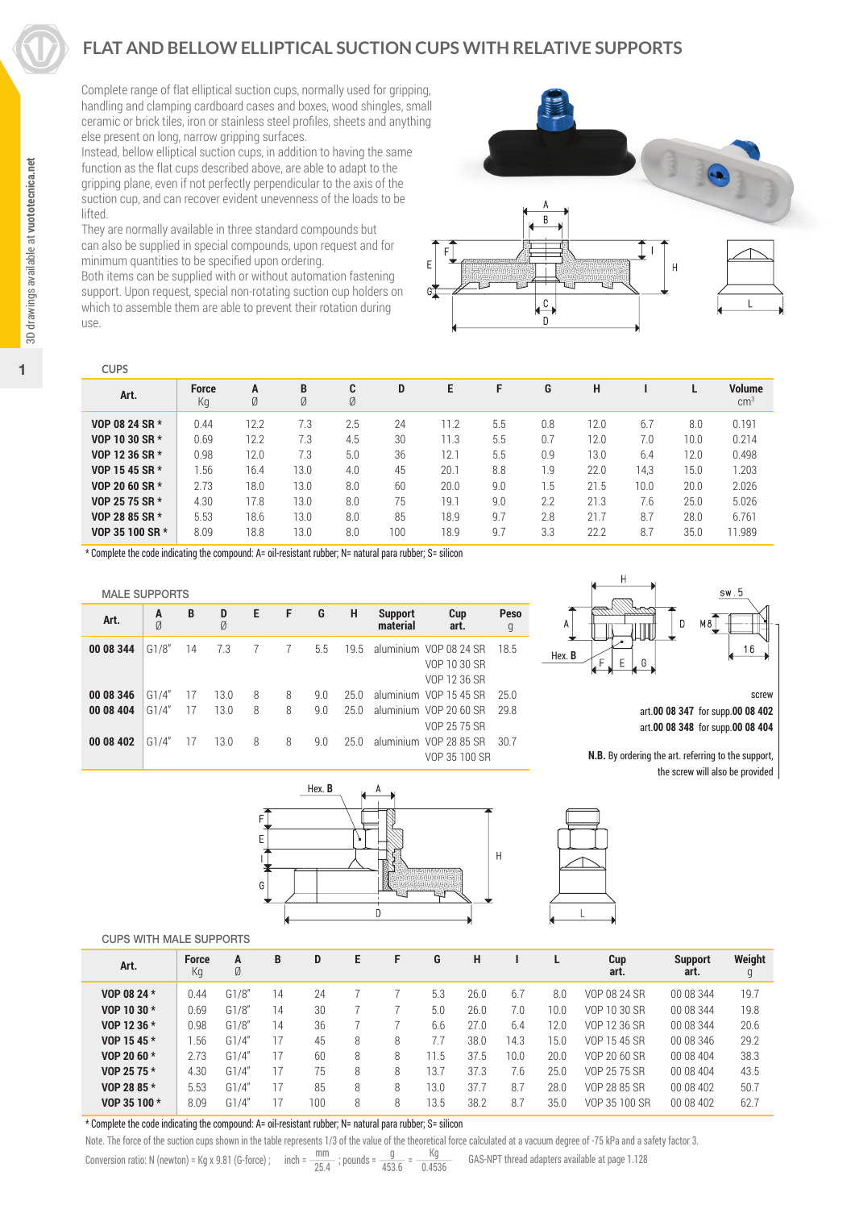# FLAT AND BELLOW ELLIPTICAL SUCTION CUPS WITH RELATIVE SUPPORTS

Complete range of flat elliptical suction cups, normally used for gripping, handling and clamping cardboard cases and boxes, wood shingles, small ceramic or brick tiles, iron or stainless steel profiles, sheets and anything else present on long, narrow gripping surfaces.
Instead, bellow elliptical suction cups, in addition to having the same function as the flat cups described above, are able to adapt to the gripping plane, even if not perfectly perpendicular to the axis of the suction cup, and can recover evident unevenness of the loads to be lifted.
They are normally available in three standard compounds but can also be supplied in special compounds, upon request and for minimum quantities to be specified upon ordering.
Both items can be supplied with or without automation fastening support. Upon request, special non-rotating suction cup holders on which to assemble them are able to prevent their rotation during use.

3D drawings available at **vuototecnica.net**

## CUPS

| Art. | Force Kg | A Ø | B Ø | C Ø | D | E | F | G | H | I | L | Volume cm$^3$ |
|---|---|---|---|---|---|---|---|---|---|---|---|---|
| **VOP 08 24 SR *** | 0.44 | 12.2 | 7.3 | 2.5 | 24 | 11.2 | 5.5 | 0.8 | 12.0 | 6.7 | 8.0 | 0.191 |
| **VOP 10 30 SR *** | 0.69 | 12.2 | 7.3 | 4.5 | 30 | 11.3 | 5.5 | 0.7 | 12.0 | 7.0 | 10.0 | 0.214 |
| **VOP 12 36 SR *** | 0.98 | 12.0 | 7.3 | 5.0 | 36 | 12.1 | 5.5 | 0.9 | 13.0 | 6.4 | 12.0 | 0.498 |
| **VOP 15 45 SR *** | 1.56 | 16.4 | 13.0 | 4.0 | 45 | 20.1 | 8.8 | 1.9 | 22.0 | 14,3 | 15.0 | 1.203 |
| **VOP 20 60 SR *** | 2.73 | 18.0 | 13.0 | 8.0 | 60 | 20.0 | 9.0 | 1.5 | 21.5 | 10.0 | 20.0 | 2.026 |
| **VOP 25 75 SR *** | 4.30 | 17.8 | 13.0 | 8.0 | 75 | 19.1 | 9.0 | 2.2 | 21.3 | 7.6 | 25.0 | 5.026 |
| **VOP 28 85 SR *** | 5.53 | 18.6 | 13.0 | 8.0 | 85 | 18.9 | 9.7 | 2.8 | 21.7 | 8.7 | 28.0 | 6.761 |
| **VOP 35 100 SR *** | 8.09 | 18.8 | 13.0 | 8.0 | 100 | 18.9 | 9.7 | 3.3 | 22.2 | 8.7 | 35.0 | 11.989 |

* Complete the code indicating the compound: A= oil-resistant rubber; N= natural para rubber; S= silicon

## MALE SUPPORTS

| Art. | A Ø | B | D Ø | E | F | G | H | Support material | Cup art. | Peso g |
|---|---|---|---|---|---|---|---|---|---|---|
| **00 08 344** | G1/8" | 14 | 7.3 | 7 | 7 | 5.5 | 19.5 | aluminium | VOP 08 24 SR<br>VOP 10 30 SR<br>VOP 12 36 SR | 18.5 |
| **00 08 346** | G1/4" | 17 | 13.0 | 8 | 8 | 9.0 | 25.0 | aluminium | VOP 15 45 SR | 25.0 |
| **00 08 404** | G1/4" | 17 | 13.0 | 8 | 8 | 9.0 | 25.0 | aluminium | VOP 20 60 SR<br>VOP 25 75 SR | 29.8 |
| **00 08 402** | G1/4" | 17 | 13.0 | 8 | 8 | 9.0 | 25.0 | aluminium | VOP 28 85 SR<br>VOP 35 100 SR | 30.7 |

screw
art.**00 08 347** for supp.**00 08 402**
art.**00 08 348** for supp.**00 08 404**

**N.B.** By ordering the art. referring to the support, the screw will also be provided

## CUPS WITH MALE SUPPORTS

| Art. | Force Kg | A Ø | B | D | E | F | G | H | I | L | Cup art. | Support art. | Weight g |
|---|---|---|---|---|---|---|---|---|---|---|---|---|---|
| **VOP 08 24 *** | 0.44 | G1/8" | 14 | 24 | 7 | 7 | 5.3 | 26.0 | 6.7 | 8.0 | VOP 08 24 SR | 00 08 344 | 19.7 |
| **VOP 10 30 *** | 0.69 | G1/8" | 14 | 30 | 7 | 7 | 5.0 | 26.0 | 7.0 | 10.0 | VOP 10 30 SR | 00 08 344 | 19.8 |
| **VOP 12 36 *** | 0.98 | G1/8" | 14 | 36 | 7 | 7 | 6.6 | 27.0 | 6.4 | 12.0 | VOP 12 36 SR | 00 08 344 | 20.6 |
| **VOP 15 45 *** | 1.56 | G1/4" | 17 | 45 | 8 | 8 | 7.7 | 38.0 | 14.3 | 15.0 | VOP 15 45 SR | 00 08 346 | 29.2 |
| **VOP 20 60 *** | 2.73 | G1/4" | 17 | 60 | 8 | 8 | 11.5 | 37.5 | 10.0 | 20.0 | VOP 20 60 SR | 00 08 404 | 38.3 |
| **VOP 25 75 *** | 4.30 | G1/4" | 17 | 75 | 8 | 8 | 13.7 | 37.3 | 7.6 | 25.0 | VOP 25 75 SR | 00 08 404 | 43.5 |
| **VOP 28 85 *** | 5.53 | G1/4" | 17 | 85 | 8 | 8 | 13.0 | 37.7 | 8.7 | 28.0 | VOP 28 85 SR | 00 08 402 | 50.7 |
| **VOP 35 100 *** | 8.09 | G1/4" | 17 | 100 | 8 | 8 | 13.5 | 38.2 | 8.7 | 35.0 | VOP 35 100 SR | 00 08 402 | 62.7 |

* Complete the code indicating the compound: A= oil-resistant rubber; N= natural para rubber; S= silicon

Note. The force of the suction cups shown in the table represents 1/3 of the value of the theoretical force calculated at a vacuum degree of -75 kPa and a safety factor 3.

Conversion ratio: N (newton) = Kg x 9.81 (G-force) ; inch = $\frac{mm}{25.4}$ ; pounds = $\frac{g}{453.6}$ = $\frac{Kg}{0.4536}$   GAS-NPT thread adapters available at page 1.128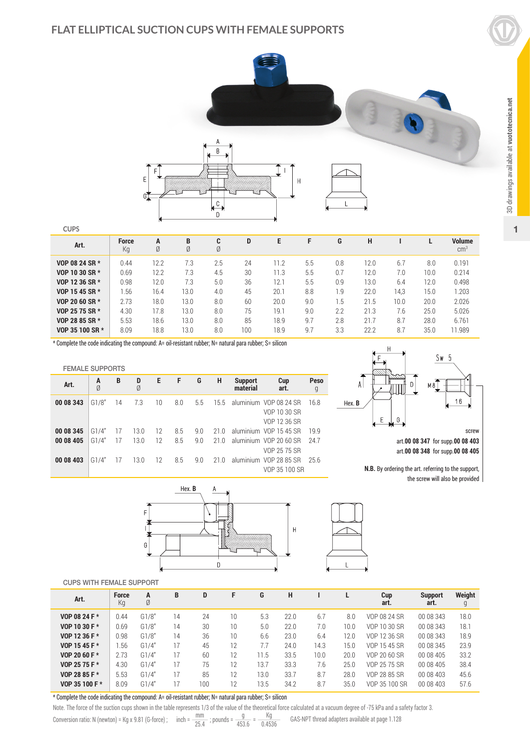# FLAT ELLIPTICAL SUCTION CUPS WITH FEMALE SUPPORTS

3D drawings available at **vuototecnica.net**

## CUPS

| Art. | Force Kg | A Ø | B Ø | C Ø | D | E | F | G | H | I | L | Volume cm³ |
|---|---|---|---|---|---|---|---|---|---|---|---|---|
| **VOP 08 24 SR \*** | 0.44 | 12.2 | 7.3 | 2.5 | 24 | 11.2 | 5.5 | 0.8 | 12.0 | 6.7 | 8.0 | 0.191 |
| **VOP 10 30 SR \*** | 0.69 | 12.2 | 7.3 | 4.5 | 30 | 11.3 | 5.5 | 0.7 | 12.0 | 7.0 | 10.0 | 0.214 |
| **VOP 12 36 SR \*** | 0.98 | 12.0 | 7.3 | 5.0 | 36 | 12.1 | 5.5 | 0.9 | 13.0 | 6.4 | 12.0 | 0.498 |
| **VOP 15 45 SR \*** | 1.56 | 16.4 | 13.0 | 4.0 | 45 | 20.1 | 8.8 | 1.9 | 22.0 | 14,3 | 15.0 | 1.203 |
| **VOP 20 60 SR \*** | 2.73 | 18.0 | 13.0 | 8.0 | 60 | 20.0 | 9.0 | 1.5 | 21.5 | 10.0 | 20.0 | 2.026 |
| **VOP 25 75 SR \*** | 4.30 | 17.8 | 13.0 | 8.0 | 75 | 19.1 | 9.0 | 2.2 | 21.3 | 7.6 | 25.0 | 5.026 |
| **VOP 28 85 SR \*** | 5.53 | 18.6 | 13.0 | 8.0 | 85 | 18.9 | 9.7 | 2.8 | 21.7 | 8.7 | 28.0 | 6.761 |
| **VOP 35 100 SR \*** | 8.09 | 18.8 | 13.0 | 8.0 | 100 | 18.9 | 9.7 | 3.3 | 22.2 | 8.7 | 35.0 | 11.989 |

\* Complete the code indicating the compound: A= oil-resistant rubber; N= natural para rubber; S= silicon

## FEMALE SUPPORTS

| Art. | A Ø | B | D Ø | E | F | G | H | Support material | Cup art. | Peso g |
|---|---|---|---|---|---|---|---|---|---|---|
| **00 08 343** | G1/8" | 14 | 7.3 | 10 | 8.0 | 5.5 | 15.5 | aluminium | VOP 08 24 SR<br>VOP 10 30 SR<br>VOP 12 36 SR | 16.8 |
| **00 08 345** | G1/4" | 17 | 13.0 | 12 | 8.5 | 9.0 | 21.0 | aluminium | VOP 15 45 SR | 19.9 |
| **00 08 405** | G1/4" | 17 | 13.0 | 12 | 8.5 | 9.0 | 21.0 | aluminium | VOP 20 60 SR<br>VOP 25 75 SR | 24.7 |
| **00 08 403** | G1/4" | 17 | 13.0 | 12 | 8.5 | 9.0 | 21.0 | aluminium | VOP 28 85 SR<br>VOP 35 100 SR | 25.6 |

screw

art.**00 08 347** for supp.**00 08 403**

art.**00 08 348** for supp.**00 08 405**

**N.B.** By ordering the art. referring to the support, the screw will also be provided

## CUPS WITH FEMALE SUPPORT

| Art. | Force Kg | A Ø | B | D | F | G | H | I | L | Cup art. | Support art. | Weight g |
|---|---|---|---|---|---|---|---|---|---|---|---|---|
| **VOP 08 24 F \*** | 0.44 | G1/8" | 14 | 24 | 10 | 5.3 | 22.0 | 6.7 | 8.0 | VOP 08 24 SR | 00 08 343 | 18.0 |
| **VOP 10 30 F \*** | 0.69 | G1/8" | 14 | 30 | 10 | 5.0 | 22.0 | 7.0 | 10.0 | VOP 10 30 SR | 00 08 343 | 18.1 |
| **VOP 12 36 F \*** | 0.98 | G1/8" | 14 | 36 | 10 | 6.6 | 23.0 | 6.4 | 12.0 | VOP 12 36 SR | 00 08 343 | 18.9 |
| **VOP 15 45 F \*** | 1.56 | G1/4" | 17 | 45 | 12 | 7.7 | 24.0 | 14.3 | 15.0 | VOP 15 45 SR | 00 08 345 | 23.9 |
| **VOP 20 60 F \*** | 2.73 | G1/4" | 17 | 60 | 12 | 11.5 | 33.5 | 10.0 | 20.0 | VOP 20 60 SR | 00 08 405 | 33.2 |
| **VOP 25 75 F \*** | 4.30 | G1/4" | 17 | 75 | 12 | 13.7 | 33.3 | 7.6 | 25.0 | VOP 25 75 SR | 00 08 405 | 38.4 |
| **VOP 28 85 F \*** | 5.53 | G1/4" | 17 | 85 | 12 | 13.0 | 33.7 | 8.7 | 28.0 | VOP 28 85 SR | 00 08 403 | 45.6 |
| **VOP 35 100 F \*** | 8.09 | G1/4" | 17 | 100 | 12 | 13.5 | 34.2 | 8.7 | 35.0 | VOP 35 100 SR | 00 08 403 | 57.6 |

\* Complete the code indicating the compound: A= oil-resistant rubber; N= natural para rubber; S= silicon

Note. The force of the suction cups shown in the table represents 1/3 of the value of the theoretical force calculated at a vacuum degree of -75 kPa and a safety factor 3.

Conversion ratio: N (newton) = Kg x 9.81 (G-force) ; inch = $\frac{mm}{25.4}$ ; pounds = $\frac{g}{453.6}$ = $\frac{Kg}{0.4536}$ GAS-NPT thread adapters available at page 1.128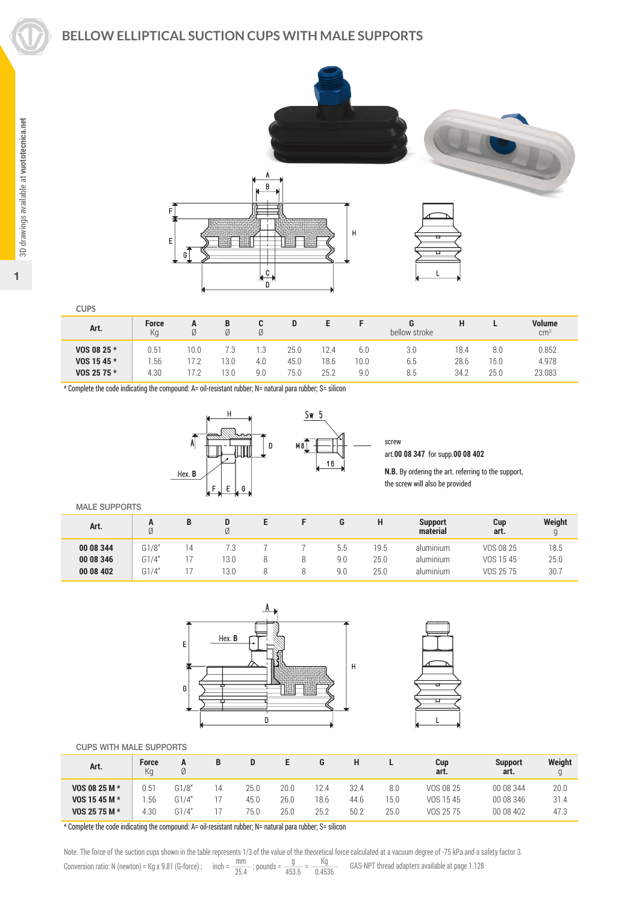# BELLOW ELLIPTICAL SUCTION CUPS WITH MALE SUPPORTS

CUPS

| Art. | Force Kg | A Ø | B Ø | C Ø | D | E | F | G bellow stroke | H | L | Volume cm³ |
|---|---|---|---|---|---|---|---|---|---|---|---|
| **VOS 08 25 *** | 0.51 | 10.0 | 7.3 | 1.3 | 25.0 | 12.4 | 6.0 | 3.0 | 18.4 | 8.0 | 0.852 |
| **VOS 15 45 *** | 1.56 | 17.2 | 13.0 | 4.0 | 45.0 | 18.6 | 10.0 | 6.5 | 28.6 | 15.0 | 4.978 |
| **VOS 25 75 *** | 4.30 | 17.2 | 13.0 | 9.0 | 75.0 | 25.2 | 9.0 | 8.5 | 34.2 | 25.0 | 23.083 |

* Complete the code indicating the compound: A= oil-resistant rubber; N= natural para rubber; S= silicon

screw
art.**00 08 347** for supp.**00 08 402**

**N.B.** By ordering the art. referring to the support, the screw will also be provided

MALE SUPPORTS

| Art. | A Ø | B | D Ø | E | F | G | H | Support material | Cup art. | Weight g |
|---|---|---|---|---|---|---|---|---|---|---|
| **00 08 344** | G1/8" | 14 | 7.3 | 7 | 7 | 5.5 | 19.5 | aluminium | VOS 08 25 | 18.5 |
| **00 08 346** | G1/4" | 17 | 13.0 | 8 | 8 | 9.0 | 25.0 | aluminium | VOS 15 45 | 25.0 |
| **00 08 402** | G1/4" | 17 | 13.0 | 8 | 8 | 9.0 | 25.0 | aluminium | VOS 25 75 | 30.7 |

CUPS WITH MALE SUPPORTS

| Art. | Force Kg | A Ø | B | D | E | G | H | L | Cup art. | Support art. | Weight g |
|---|---|---|---|---|---|---|---|---|---|---|---|
| **VOS 08 25 M *** | 0.51 | G1/8" | 14 | 25.0 | 20.0 | 12.4 | 32.4 | 8.0 | VOS 08 25 | 00 08 344 | 20.0 |
| **VOS 15 45 M *** | 1.56 | G1/4" | 17 | 45.0 | 26.0 | 18.6 | 44.6 | 15.0 | VOS 15 45 | 00 08 346 | 31.4 |
| **VOS 25 75 M *** | 4.30 | G1/4" | 17 | 75.0 | 25.0 | 25.2 | 50.2 | 25.0 | VOS 25 75 | 00 08 402 | 47.3 |

* Complete the code indicating the compound: A= oil-resistant rubber; N= natural para rubber; S= silicon

Note. The force of the suction cups shown in the table represents 1/3 of the value of the theoretical force calculated at a vacuum degree of -75 kPa and a safety factor 3.

Conversion ratio: N (newton) = Kg x 9.81 (G-force) ; inch = $\frac{mm}{25.4}$ ; pounds = $\frac{g}{453.6} = \frac{Kg}{0.4536}$ GAS-NPT thread adapters available at page 1.128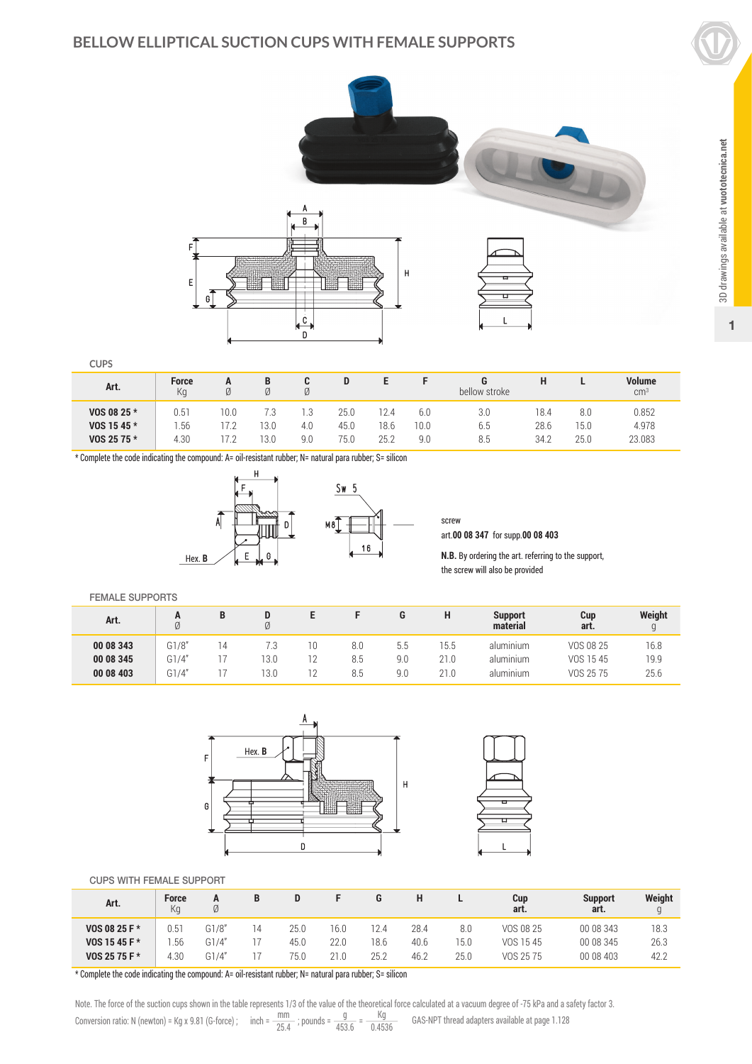# BELLOW ELLIPTICAL SUCTION CUPS WITH FEMALE SUPPORTS

CUPS

| Art. | Force Kg | A Ø | B Ø | C Ø | D | E | F | G bellow stroke | H | L | Volume cm³ |
|---|---|---|---|---|---|---|---|---|---|---|---|
| **VOS 08 25 \*** | 0.51 | 10.0 | 7.3 | 1.3 | 25.0 | 12.4 | 6.0 | 3.0 | 18.4 | 8.0 | 0.852 |
| **VOS 15 45 \*** | 1.56 | 17.2 | 13.0 | 4.0 | 45.0 | 18.6 | 10.0 | 6.5 | 28.6 | 15.0 | 4.978 |
| **VOS 25 75 \*** | 4.30 | 17.2 | 13.0 | 9.0 | 75.0 | 25.2 | 9.0 | 8.5 | 34.2 | 25.0 | 23.083 |

\* Complete the code indicating the compound: A= oil-resistant rubber; N= natural para rubber; S= silicon

screw
art.**00 08 347** for supp.**00 08 403**

**N.B.** By ordering the art. referring to the support, the screw will also be provided

FEMALE SUPPORTS

| Art. | A Ø | B | D Ø | E | F | G | H | Support material | Cup art. | Weight g |
|---|---|---|---|---|---|---|---|---|---|---|
| **00 08 343** | G1/8" | 14 | 7.3 | 10 | 8.0 | 5.5 | 15.5 | aluminium | VOS 08 25 | 16.8 |
| **00 08 345** | G1/4" | 17 | 13.0 | 12 | 8.5 | 9.0 | 21.0 | aluminium | VOS 15 45 | 19.9 |
| **00 08 403** | G1/4" | 17 | 13.0 | 12 | 8.5 | 9.0 | 21.0 | aluminium | VOS 25 75 | 25.6 |

CUPS WITH FEMALE SUPPORT

| Art. | Force Kg | A Ø | B | D | F | G | H | L | Cup art. | Support art. | Weight g |
|---|---|---|---|---|---|---|---|---|---|---|---|
| **VOS 08 25 F \*** | 0.51 | G1/8" | 14 | 25.0 | 16.0 | 12.4 | 28.4 | 8.0 | VOS 08 25 | 00 08 343 | 18.3 |
| **VOS 15 45 F \*** | 1.56 | G1/4" | 17 | 45.0 | 22.0 | 18.6 | 40.6 | 15.0 | VOS 15 45 | 00 08 345 | 26.3 |
| **VOS 25 75 F \*** | 4.30 | G1/4" | 17 | 75.0 | 21.0 | 25.2 | 46.2 | 25.0 | VOS 25 75 | 00 08 403 | 42.2 |

\* Complete the code indicating the compound: A= oil-resistant rubber; N= natural para rubber; S= silicon

Note. The force of the suction cups shown in the table represents 1/3 of the value of the theoretical force calculated at a vacuum degree of -75 kPa and a safety factor 3.

Conversion ratio: N (newton) = Kg x 9.81 (G-force) ; inch = $\frac{mm}{25.4}$ ; pounds = $\frac{g}{453.6}$ = $\frac{Kg}{0.4536}$    GAS-NPT thread adapters available at page 1.128

3D drawings available at **vuototecnica.net**